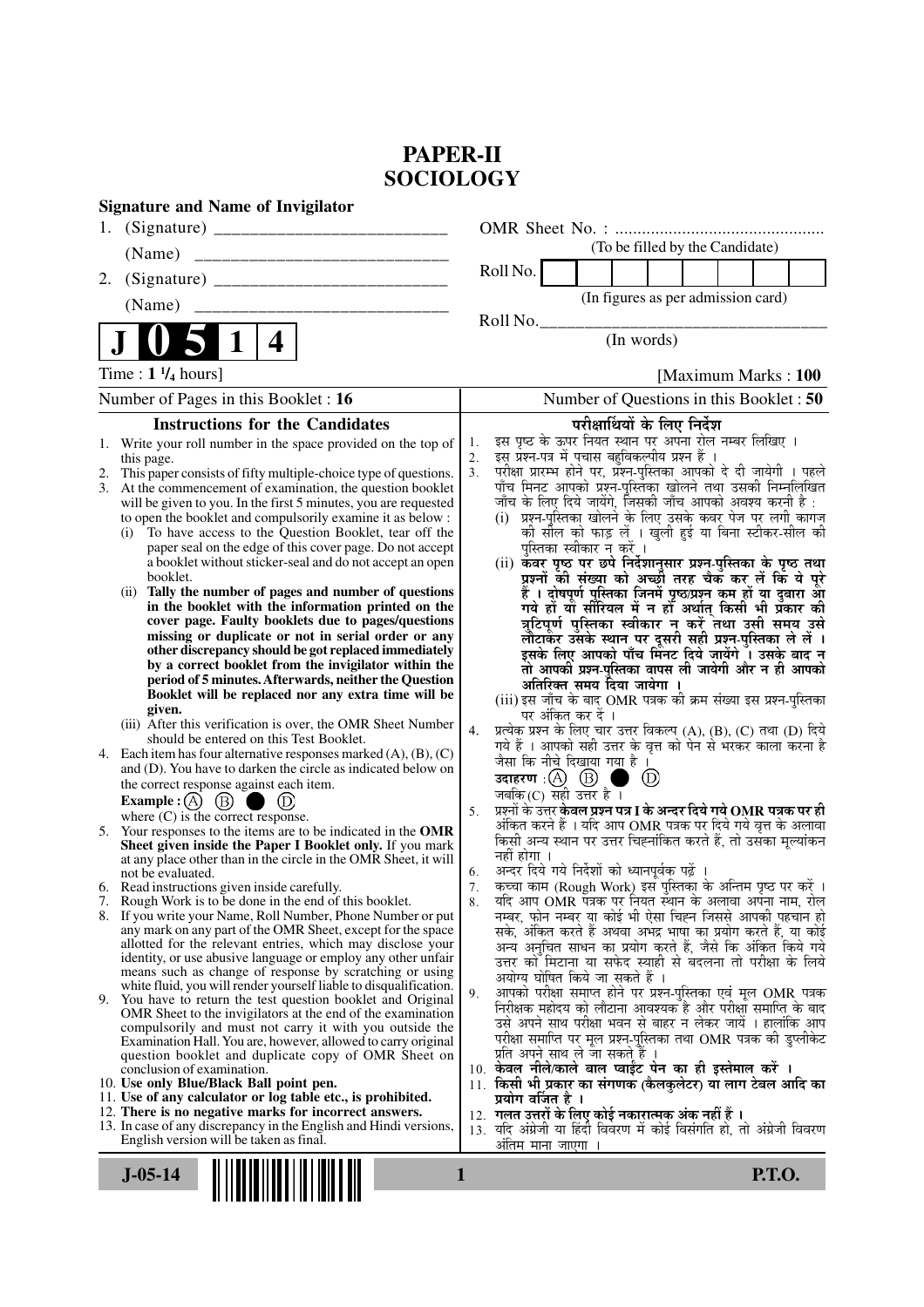# PAPER-II
# SOCIOLOGY

**Signature and Name of Invigilator**

1. (Signature) __________________________

   (Name) ____________________________

2. (Signature) __________________________

   (Name) ____________________________

**J 0 5 1 4**

OMR Sheet No. : ...............................................

(To be filled by the Candidate)

Roll No. | | | | | | | | |

(In figures as per admission card)

Roll No.________________________________

(In words)

Time : **1 ¹/₄ hours**] [Maximum Marks : **100**

Number of Pages in this Booklet : 16

Number of Questions in this Booklet : 50

## Instructions for the Candidates

1. Write your roll number in the space provided on the top of this page.
2. This paper consists of fifty multiple-choice type of questions.
3. At the commencement of examination, the question booklet will be given to you. In the first 5 minutes, you are requested to open the booklet and compulsorily examine it as below :
   (i) To have access to the Question Booklet, tear off the paper seal on the edge of this cover page. Do not accept a booklet without sticker-seal and do not accept an open booklet.
   (ii) **Tally the number of pages and number of questions in the booklet with the information printed on the cover page. Faulty booklets due to pages/questions missing or duplicate or not in serial order or any other discrepancy should be got replaced immediately by a correct booklet from the invigilator within the period of 5 minutes. Afterwards, neither the Question Booklet will be replaced nor any extra time will be given.**
   (iii) After this verification is over, the OMR Sheet Number should be entered on this Test Booklet.
4. Each item has four alternative responses marked (A), (B), (C) and (D). You have to darken the circle as indicated below on the correct response against each item.
   **Example :** (A) (B) ● (D)
   where (C) is the correct response.
5. Your responses to the items are to be indicated in the **OMR Sheet given inside the Paper I Booklet only.** If you mark at any place other than in the circle in the OMR Sheet, it will not be evaluated.
6. Read instructions given inside carefully.
7. Rough Work is to be done in the end of this booklet.
8. If you write your Name, Roll Number, Phone Number or put any mark on any part of the OMR Sheet, except for the space allotted for the relevant entries, which may disclose your identity, or use abusive language or employ any other unfair means such as change of response by scratching or using white fluid, you will render yourself liable to disqualification.
9. You have to return the test question booklet and Original OMR Sheet to the invigilators at the end of the examination compulsorily and must not carry it with you outside the Examination Hall. You are, however, allowed to carry original question booklet and duplicate copy of OMR Sheet on conclusion of examination.
10. **Use only Blue/Black Ball point pen.**
11. **Use of any calculator or log table etc., is prohibited.**
12. **There is no negative marks for incorrect answers.**
13. In case of any discrepancy in the English and Hindi versions, English version will be taken as final.

## परीक्षार्थियों के लिए निर्देश

1. इस पृष्ठ के ऊपर नियत स्थान पर अपना रोल नम्बर लिखिए ।
2. इस प्रश्न-पत्र में पचास बहुविकल्पीय प्रश्न हैं ।
3. परीक्षा प्रारम्भ होने पर, प्रश्न-पुस्तिका आपको दे दी जायेगी । पहले पाँच मिनट आपको प्रश्न-पुस्तिका खोलने तथा उसकी निम्नलिखित जाँच के लिए दिये जायेंगे, जिसकी जाँच आपको अवश्य करनी है :
   (i) प्रश्न-पुस्तिका खोलने के लिए उसके कवर पेज पर लगी कागज की सील को फाड़ लें । खुली हुई या बिना स्टीकर-सील की पुस्तिका स्वीकार न करें ।
   (ii) **कवर पृष्ठ पर छपे निर्देशानुसार प्रश्न-पुस्तिका के पृष्ठ तथा प्रश्नों की संख्या को अच्छी तरह चैक कर लें कि ये पूरे हैं । दोषपूर्ण पुस्तिका जिनमें पृष्ठ/प्रश्न कम हों या दुबारा आ गये हों या सीरियल में न हों अर्थात् किसी भी प्रकार की त्रुटिपूर्ण पुस्तिका स्वीकार न करें तथा उसी समय उसे लौटाकर उसके स्थान पर दूसरी सही प्रश्न-पुस्तिका ले लें । इसके लिए आपको पाँच मिनट दिये जायेंगे । उसके बाद न तो आपकी प्रश्न-पुस्तिका वापस ली जायेगी और न ही आपको अतिरिक्त समय दिया जायेगा ।**
   (iii) इस जाँच के बाद OMR पत्रक की क्रम संख्या इस प्रश्न-पुस्तिका पर अंकित कर दें ।
4. प्रत्येक प्रश्न के लिए चार उत्तर विकल्प (A), (B), (C) तथा (D) दिये गये हैं । आपको सही उत्तर के वृत्त को पेन से भरकर काला करना है जैसा कि नीचे दिखाया गया है ।
   **उदाहरण :** (A) (B) ● (D)
   जबकि (C) सही उत्तर है ।
5. प्रश्नों के उत्तर **केवल प्रश्न पत्र I के अन्दर दिये गये OMR पत्रक पर ही** अंकित करने हैं । यदि आप OMR पत्रक पर दिये गये वृत्त के अलावा किसी अन्य स्थान पर उत्तर चिह्नांकित करते हैं, तो उसका मूल्यांकन नहीं होगा ।
6. अन्दर दिये गये निर्देशों को ध्यानपूर्वक पढ़ें ।
7. कच्चा काम (Rough Work) इस पुस्तिका के अन्तिम पृष्ठ पर करें ।
8. यदि आप OMR पत्रक पर नियत स्थान के अलावा अपना नाम, रोल नम्बर, फोन नम्बर या कोई भी ऐसा चिह्न जिससे आपकी पहचान हो सके, अंकित करते हैं अथवा अभद्र भाषा का प्रयोग करते हैं, या कोई अन्य अनुचित साधन का प्रयोग करते हैं, जैसे कि अंकित किये गये उत्तर को मिटाना या सफेद स्याही से बदलना तो परीक्षा के लिये अयोग्य घोषित किये जा सकते हैं ।
9. आपको परीक्षा समाप्त होने पर प्रश्न-पुस्तिका एवं मूल OMR पत्रक निरीक्षक महोदय को लौटाना आवश्यक है और परीक्षा समाप्ति के बाद उसे अपने साथ परीक्षा भवन से बाहर न लेकर जायें । हालांकि आप परीक्षा समाप्ति पर मूल प्रश्न-पुस्तिका तथा OMR पत्रक की डुप्लीकेट प्रति अपने साथ ले जा सकते हैं ।
10. **केवल नीले/काले बाल प्वाईंट पेन का ही इस्तेमाल करें ।**
11. **किसी भी प्रकार का संगणक (कैलकुलेटर) या लाग टेबल आदि का प्रयोग वर्जित है ।**
12. **गलत उत्तरों के लिए कोई नकारात्मक अंक नहीं हैं ।**
13. यदि अंग्रेजी या हिंदी विवरण में कोई विसंगति हो, तो अंग्रेजी विवरण अंतिम माना जाएगा ।

J-05-14 P.T.O.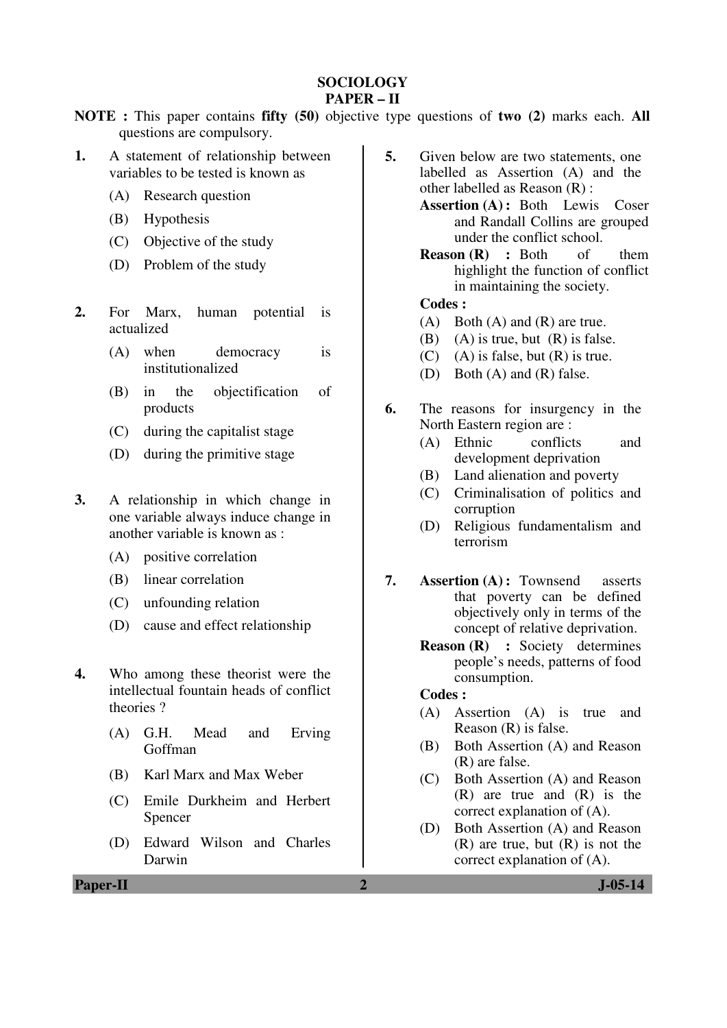# SOCIOLOGY
## PAPER – II

**NOTE :** This paper contains **fifty (50)** objective type questions of **two (2)** marks each. **All** questions are compulsory.

**1.** A statement of relationship between variables to be tested is known as

(A) Research question

(B) Hypothesis

(C) Objective of the study

(D) Problem of the study

**2.** For Marx, human potential is actualized

(A) when democracy is institutionalized

(B) in the objectification of products

(C) during the capitalist stage

(D) during the primitive stage

**3.** A relationship in which change in one variable always induce change in another variable is known as :

(A) positive correlation

(B) linear correlation

(C) unfounding relation

(D) cause and effect relationship

**4.** Who among these theorist were the intellectual fountain heads of conflict theories ?

(A) G.H. Mead and Erving Goffman

(B) Karl Marx and Max Weber

(C) Emile Durkheim and Herbert Spencer

(D) Edward Wilson and Charles Darwin

**5.** Given below are two statements, one labelled as Assertion (A) and the other labelled as Reason (R) :

**Assertion (A) :** Both Lewis Coser and Randall Collins are grouped under the conflict school.

**Reason (R) :** Both of them highlight the function of conflict in maintaining the society.

**Codes :**

(A) Both (A) and (R) are true.

(B) (A) is true, but (R) is false.

(C) (A) is false, but (R) is true.

(D) Both (A) and (R) false.

**6.** The reasons for insurgency in the North Eastern region are :

(A) Ethnic conflicts and development deprivation

(B) Land alienation and poverty

(C) Criminalisation of politics and corruption

(D) Religious fundamentalism and terrorism

**7.** **Assertion (A) :** Townsend asserts that poverty can be defined objectively only in terms of the concept of relative deprivation.

**Reason (R) :** Society determines people's needs, patterns of food consumption.

**Codes :**

(A) Assertion (A) is true and Reason (R) is false.

(B) Both Assertion (A) and Reason (R) are false.

(C) Both Assertion (A) and Reason (R) are true and (R) is the correct explanation of (A).

(D) Both Assertion (A) and Reason (R) are true, but (R) is not the correct explanation of (A).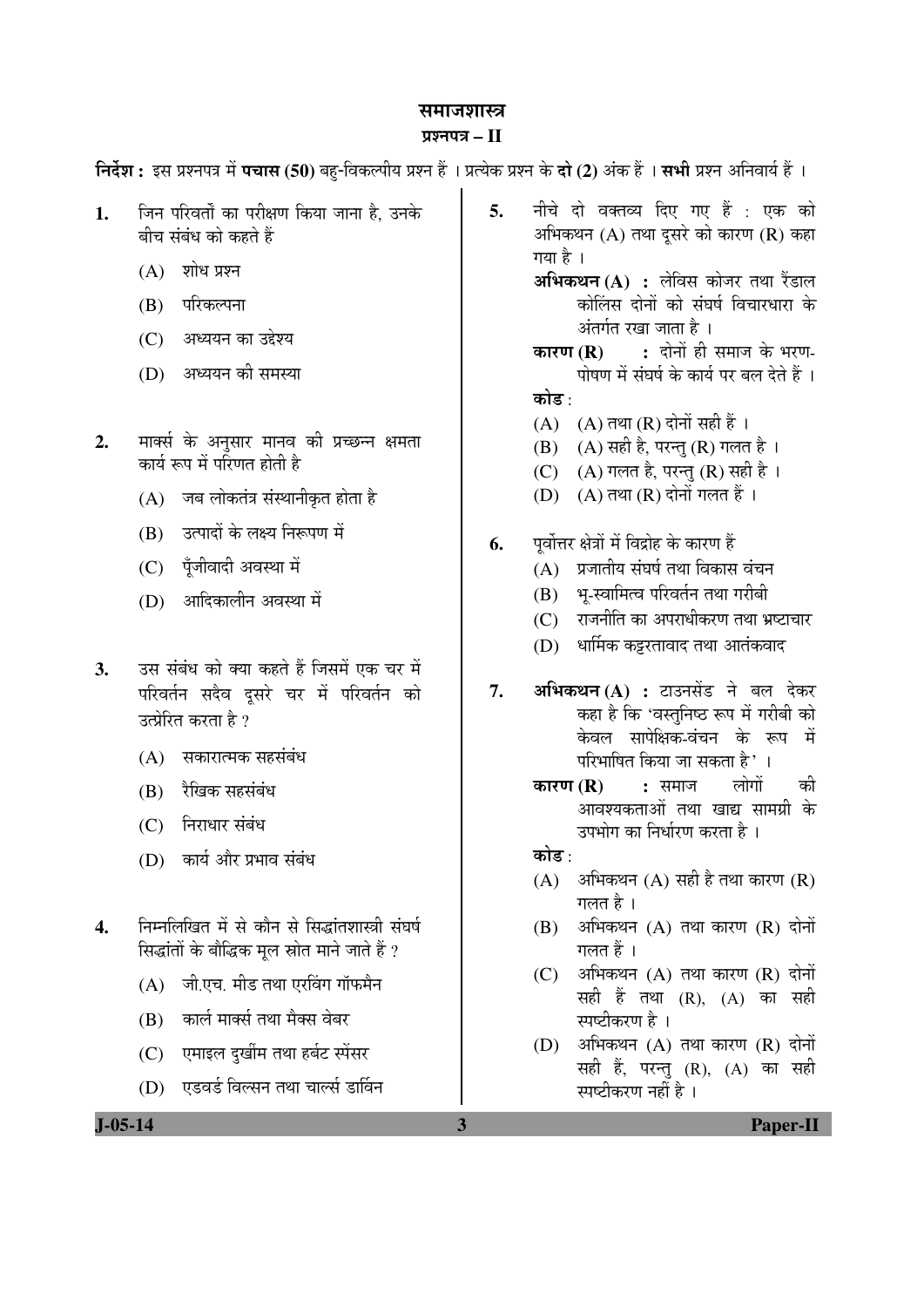# समाजशास्त्र

## प्रश्नपत्र – II

**निर्देश :** इस प्रश्नपत्र में **पचास (50)** बहु-विकल्पीय प्रश्न हैं । प्रत्येक प्रश्न के **दो (2)** अंक हैं । **सभी** प्रश्न अनिवार्य हैं ।

1. जिन परिवर्तों का परीक्षण किया जाना है, उनके बीच संबंध को कहते हैं
   - (A) शोध प्रश्न
   - (B) परिकल्पना
   - (C) अध्ययन का उद्देश्य
   - (D) अध्ययन की समस्या

2. मार्क्स के अनुसार मानव की प्रच्छन्न क्षमता कार्य रूप में परिणत होती है
   - (A) जब लोकतंत्र संस्थानीकृत होता है
   - (B) उत्पादों के लक्ष्य निरूपण में
   - (C) पूँजीवादी अवस्था में
   - (D) आदिकालीन अवस्था में

3. उस संबंध को क्या कहते हैं जिसमें एक चर में परिवर्तन सदैव दूसरे चर में परिवर्तन को उत्प्रेरित करता है ?
   - (A) सकारात्मक सहसंबंध
   - (B) रैखिक सहसंबंध
   - (C) निराधार संबंध
   - (D) कार्य और प्रभाव संबंध

4. निम्नलिखित में से कौन से सिद्धांतशास्त्री संघर्ष सिद्धांतों के बौद्धिक मूल स्रोत माने जाते हैं ?
   - (A) जी.एच. मीड तथा एरविंग गॉफमैन
   - (B) कार्ल मार्क्स तथा मैक्स वेबर
   - (C) एमाइल दुर्खीम तथा हर्बट स्पेंसर
   - (D) एडवर्ड विल्सन तथा चार्ल्स डार्विन

5. नीचे दो वक्तव्य दिए गए हैं : एक को अभिकथन (A) तथा दूसरे को कारण (R) कहा गया है ।

   **अभिकथन (A) :** लेविस कोजर तथा रैंडाल कोलिंस दोनों को संघर्ष विचारधारा के अंतर्गत रखा जाता है ।

   **कारण (R) :** दोनों ही समाज के भरण-पोषण में संघर्ष के कार्य पर बल देते हैं ।

   **कोड :**
   - (A) (A) तथा (R) दोनों सही हैं ।
   - (B) (A) सही है, परन्तु (R) गलत है ।
   - (C) (A) गलत है, परन्तु (R) सही है ।
   - (D) (A) तथा (R) दोनों गलत हैं ।

6. पूर्वोत्तर क्षेत्रों में विद्रोह के कारण हैं
   - (A) प्रजातीय संघर्ष तथा विकास वंचन
   - (B) भू-स्वामित्व परिवर्तन तथा गरीबी
   - (C) राजनीति का अपराधीकरण तथा भ्रष्टाचार
   - (D) धार्मिक कट्टरतावाद तथा आतंकवाद

7. **अभिकथन (A) :** टाउनसेंड ने बल देकर कहा है कि 'वस्तुनिष्ठ रूप में गरीबी को केवल सापेक्षिक-वंचन के रूप में परिभाषित किया जा सकता है' ।

   **कारण (R) :** समाज लोगों की आवश्यकताओं तथा खाद्य सामग्री के उपभोग का निर्धारण करता है ।

   **कोड :**
   - (A) अभिकथन (A) सही है तथा कारण (R) गलत है ।
   - (B) अभिकथन (A) तथा कारण (R) दोनों गलत हैं ।
   - (C) अभिकथन (A) तथा कारण (R) दोनों सही हैं तथा (R), (A) का सही स्पष्टीकरण है ।
   - (D) अभिकथन (A) तथा कारण (R) दोनों सही हैं, परन्तु (R), (A) का सही स्पष्टीकरण नहीं है ।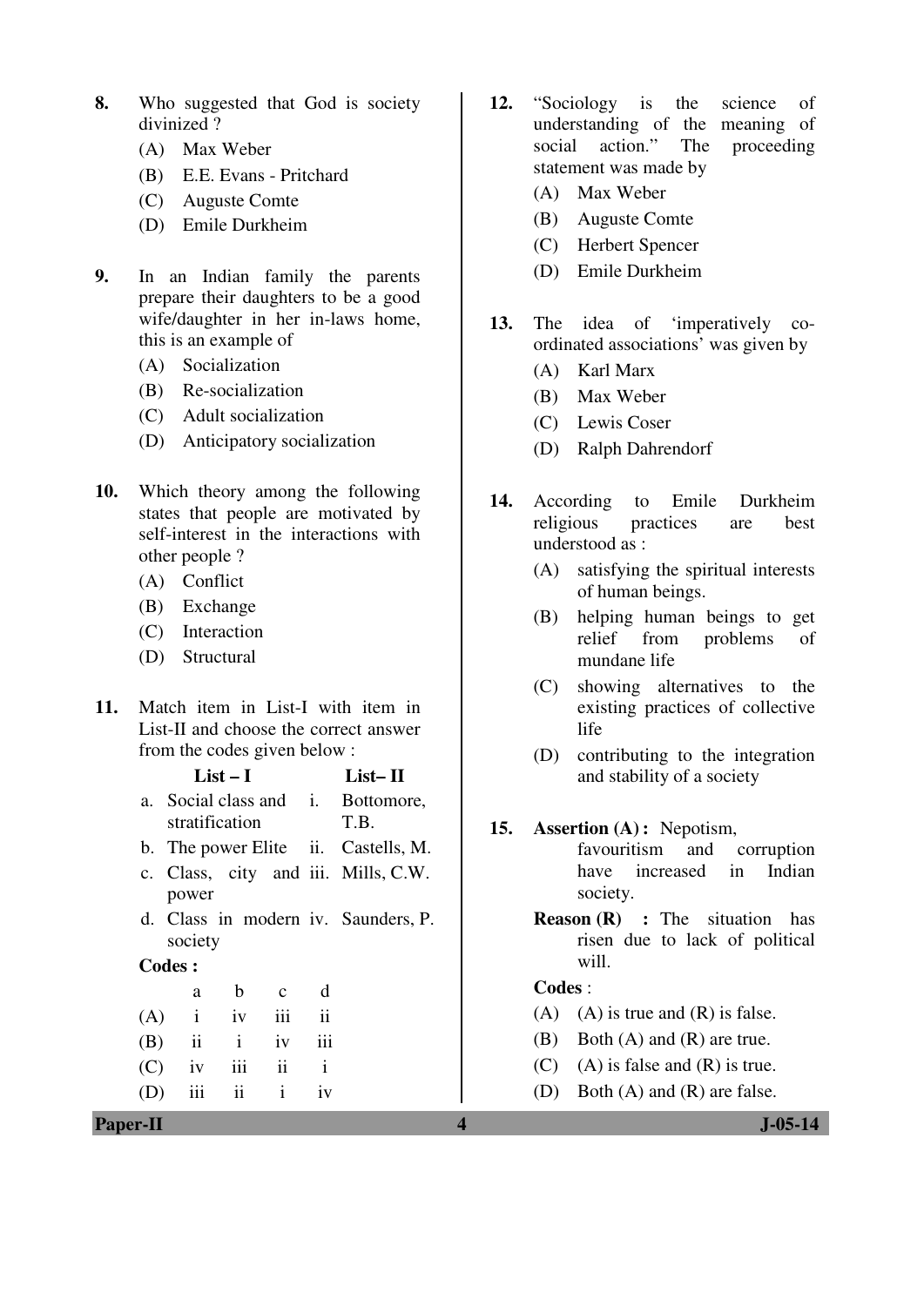8. Who suggested that God is society divinized ?
   - (A) Max Weber
   - (B) E.E. Evans - Pritchard
   - (C) Auguste Comte
   - (D) Emile Durkheim

9. In an Indian family the parents prepare their daughters to be a good wife/daughter in her in-laws home, this is an example of
   - (A) Socialization
   - (B) Re-socialization
   - (C) Adult socialization
   - (D) Anticipatory socialization

10. Which theory among the following states that people are motivated by self-interest in the interactions with other people ?
    - (A) Conflict
    - (B) Exchange
    - (C) Interaction
    - (D) Structural

11. Match item in List-I with item in List-II and choose the correct answer from the codes given below :

| List – I | List – II |
|---|---|
| a. Social class and stratification | i. Bottomore, T.B. |
| b. The power Elite | ii. Castells, M. |
| c. Class, city and power | iii. Mills, C.W. |
| d. Class in modern society | iv. Saunders, P. |

**Codes :**

| | a | b | c | d |
|---|---|---|---|---|
| (A) | i | iv | iii | ii |
| (B) | ii | i | iv | iii |
| (C) | iv | iii | ii | i |
| (D) | iii | ii | i | iv |

12. "Sociology is the science of understanding of the meaning of social action." The proceeding statement was made by
    - (A) Max Weber
    - (B) Auguste Comte
    - (C) Herbert Spencer
    - (D) Emile Durkheim

13. The idea of 'imperatively co-ordinated associations' was given by
    - (A) Karl Marx
    - (B) Max Weber
    - (C) Lewis Coser
    - (D) Ralph Dahrendorf

14. According to Emile Durkheim religious practices are best understood as :
    - (A) satisfying the spiritual interests of human beings.
    - (B) helping human beings to get relief from problems of mundane life
    - (C) showing alternatives to the existing practices of collective life
    - (D) contributing to the integration and stability of a society

15. **Assertion (A) :** Nepotism, favouritism and corruption have increased in Indian society.

    **Reason (R) :** The situation has risen due to lack of political will.

    Codes :
    - (A) (A) is true and (R) is false.
    - (B) Both (A) and (R) are true.
    - (C) (A) is false and (R) is true.
    - (D) Both (A) and (R) are false.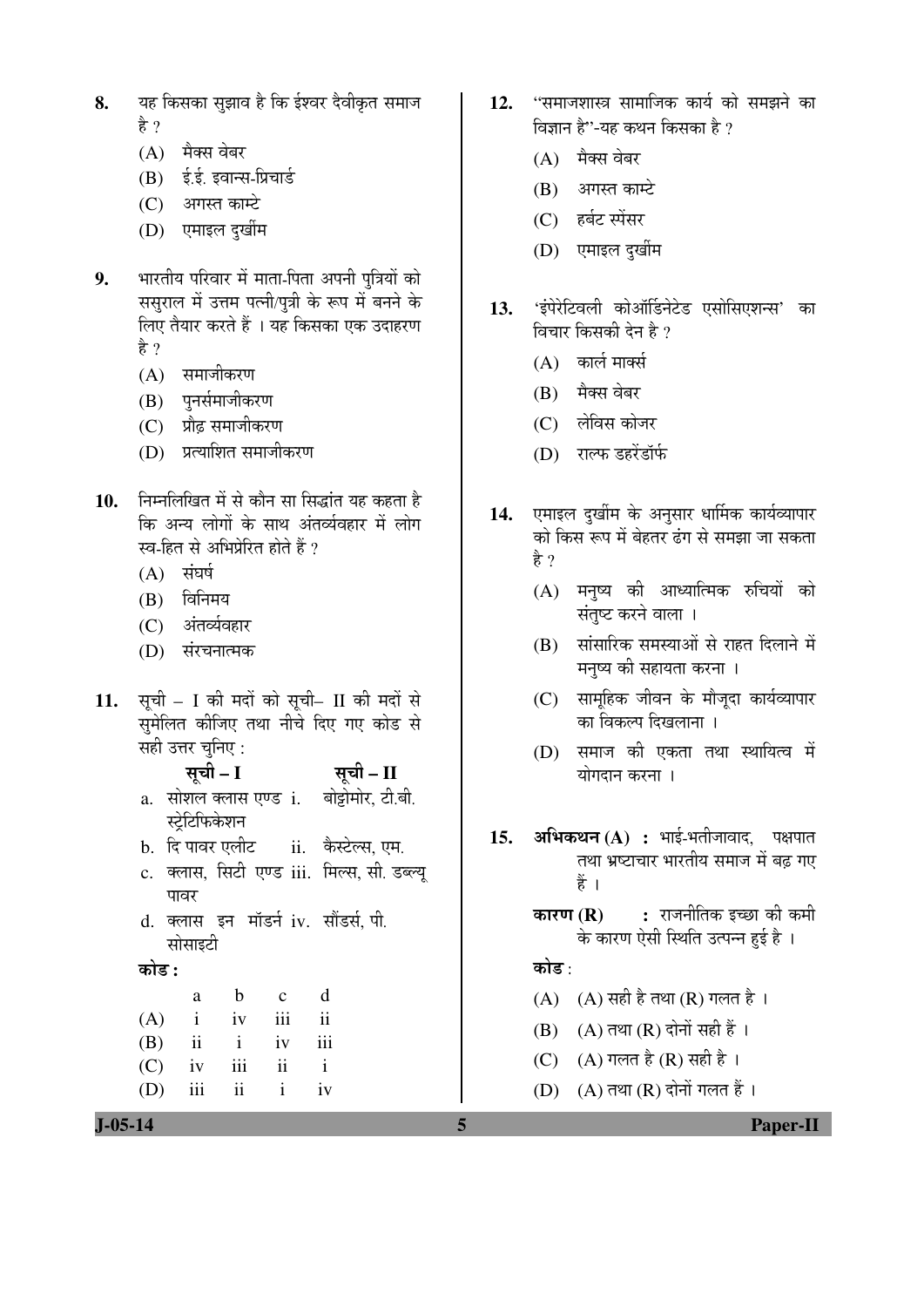**8.** यह किसका सुझाव है कि ईश्वर दैवीकृत समाज है ?

(A) मैक्स वेबर

(B) ई.ई. इवान्स-प्रिचार्ड

(C) अगस्त काम्टे

(D) एमाइल दुर्खीम

**9.** भारतीय परिवार में माता-पिता अपनी पुत्रियों को ससुराल में उत्तम पत्नी/पुत्री के रूप में बनने के लिए तैयार करते हैं । यह किसका एक उदाहरण है ?

(A) समाजीकरण

(B) पुनर्समाजीकरण

(C) प्रौढ़ समाजीकरण

(D) प्रत्याशित समाजीकरण

**10.** निम्नलिखित में से कौन सा सिद्धांत यह कहता है कि अन्य लोगों के साथ अंतर्व्यवहार में लोग स्व-हित से अभिप्रेरित होते हैं ?

(A) संघर्ष

(B) विनिमय

(C) अंतर्व्यवहार

(D) संरचनात्मक

**11.** सूची – I की मदों को सूची– II की मदों से सुमेलित कीजिए तथा नीचे दिए गए कोड से सही उत्तर चुनिए :

| सूची – I | सूची – II |
|---|---|
| a. सोशल क्लास एण्ड स्ट्रेटिफिकेशन | i. बोट्टोमोर, टी.बी. |
| b. दि पावर एलीट | ii. कैस्टेल्स, एम. |
| c. क्लास, सिटी एण्ड पावर | iii. मिल्स, सी. डब्ल्यू |
| d. क्लास इन मॉडर्न सोसाइटी | iv. सौंडर्स, पी. |

**कोड :**

| | a | b | c | d |
|---|---|---|---|---|
| (A) | i | iv | iii | ii |
| (B) | ii | i | iv | iii |
| (C) | iv | iii | ii | i |
| (D) | iii | ii | i | iv |

**12.** "समाजशास्त्र सामाजिक कार्य को समझने का विज्ञान है"-यह कथन किसका है ?

(A) मैक्स वेबर

(B) अगस्त काम्टे

(C) हर्बट स्पेंसर

(D) एमाइल दुर्खीम

**13.** 'इंपेरेटिवली कोऑर्डिनेटेड एसोसिएशन्स' का विचार किसकी देन है ?

(A) कार्ल मार्क्स

(B) मैक्स वेबर

(C) लेविस कोजर

(D) राल्फ डहरेंडॉर्फ

**14.** एमाइल दुर्खीम के अनुसार धार्मिक कार्यव्यापार को किस रूप में बेहतर ढंग से समझा जा सकता है ?

(A) मनुष्य की आध्यात्मिक रुचियों को संतुष्ट करने वाला ।

(B) सांसारिक समस्याओं से राहत दिलाने में मनुष्य की सहायता करना ।

(C) सामूहिक जीवन के मौजूदा कार्यव्यापार का विकल्प दिखलाना ।

(D) समाज की एकता तथा स्थायित्व में योगदान करना ।

**15.** **अभिकथन (A) :** भाई-भतीजावाद, पक्षपात तथा भ्रष्टाचार भारतीय समाज में बढ़ गए हैं ।

**कारण (R) :** राजनीतिक इच्छा की कमी के कारण ऐसी स्थिति उत्पन्न हुई है ।

**कोड** :

(A) (A) सही है तथा (R) गलत है ।

(B) (A) तथा (R) दोनों सही हैं ।

(C) (A) गलत है (R) सही है ।

(D) (A) तथा (R) दोनों गलत हैं ।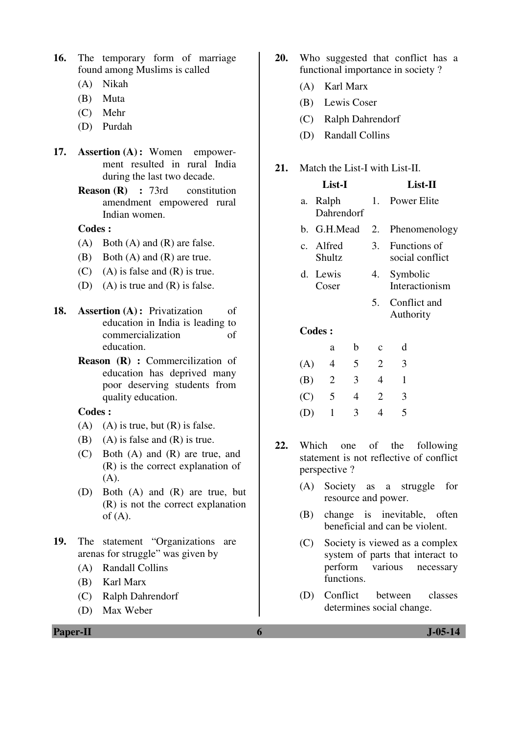16. The temporary form of marriage found among Muslims is called
   (A) Nikah
   (B) Muta
   (C) Mehr
   (D) Purdah

17. **Assertion (A) :** Women empowerment resulted in rural India during the last two decade.

    **Reason (R) :** 73rd constitution amendment empowered rural Indian women.

    **Codes :**
   (A) Both (A) and (R) are false.
   (B) Both (A) and (R) are true.
   (C) (A) is false and (R) is true.
   (D) (A) is true and (R) is false.

18. **Assertion (A) :** Privatization of education in India is leading to commercialization of education.

    **Reason (R) :** Commercilization of education has deprived many poor deserving students from quality education.

    **Codes :**
   (A) (A) is true, but (R) is false.
   (B) (A) is false and (R) is true.
   (C) Both (A) and (R) are true, and (R) is the correct explanation of (A).
   (D) Both (A) and (R) are true, but (R) is not the correct explanation of (A).

19. The statement "Organizations are arenas for struggle" was given by
   (A) Randall Collins
   (B) Karl Marx
   (C) Ralph Dahrendorf
   (D) Max Weber

20. Who suggested that conflict has a functional importance in society ?
   (A) Karl Marx
   (B) Lewis Coser
   (C) Ralph Dahrendorf
   (D) Randall Collins

21. Match the List-I with List-II.

| | List-I | | List-II |
|---|---|---|---|
| a. | Ralph Dahrendorf | 1. | Power Elite |
| b. | G.H.Mead | 2. | Phenomenology |
| c. | Alfred Shultz | 3. | Functions of social conflict |
| d. | Lewis Coser | 4. | Symbolic Interactionism |
| | | 5. | Conflict and Authority |

**Codes :**

| | a | b | c | d |
|---|---|---|---|---|
| (A) | 4 | 5 | 2 | 3 |
| (B) | 2 | 3 | 4 | 1 |
| (C) | 5 | 4 | 2 | 3 |
| (D) | 1 | 3 | 4 | 5 |

22. Which one of the following statement is not reflective of conflict perspective ?
   (A) Society as a struggle for resource and power.
   (B) change is inevitable, often beneficial and can be violent.
   (C) Society is viewed as a complex system of parts that interact to perform various necessary functions.
   (D) Conflict between classes determines social change.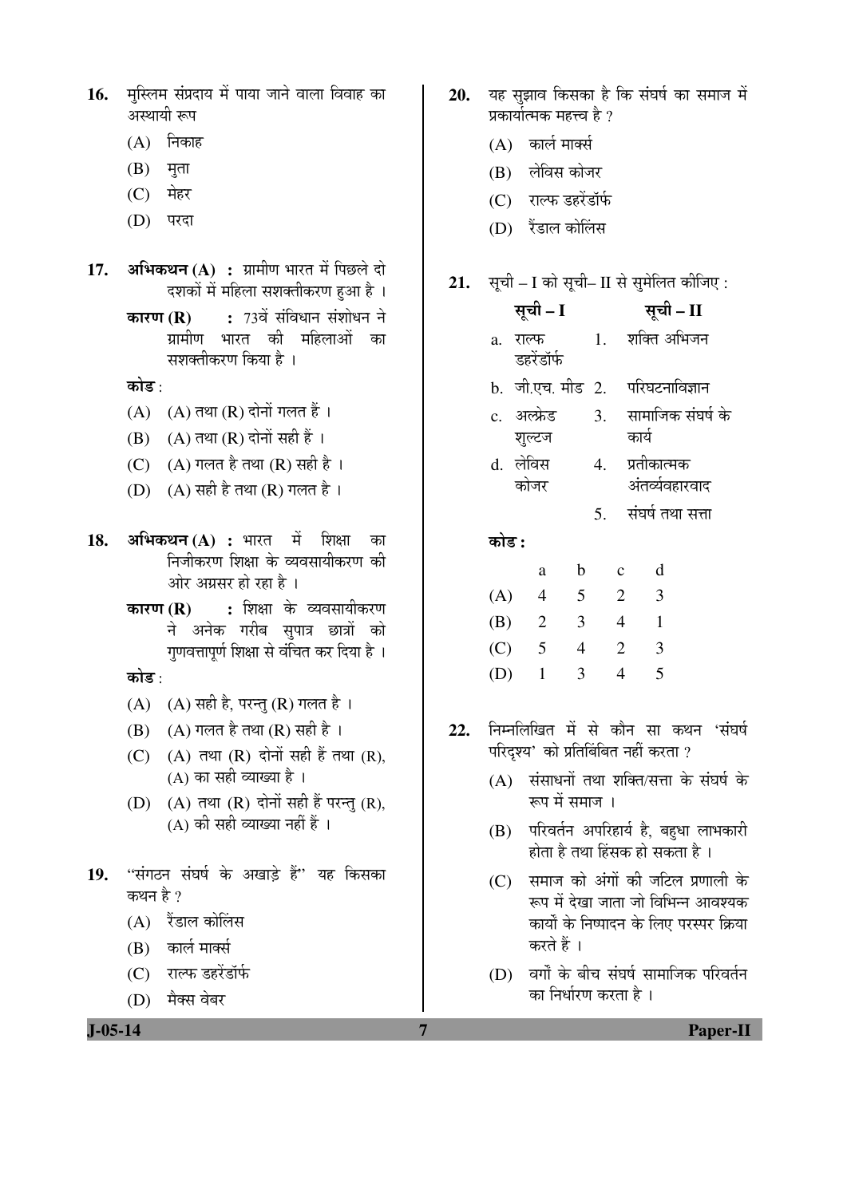16. मुस्लिम संप्रदाय में पाया जाने वाला विवाह का अस्थायी रूप

    (A) निकाह

    (B) मुता

    (C) मेहर

    (D) परदा

17. **अभिकथन (A) :** ग्रामीण भारत में पिछले दो दशकों में महिला सशक्तीकरण हुआ है ।

    **कारण (R) :** 73वें संविधान संशोधन ने ग्रामीण भारत की महिलाओं का सशक्तीकरण किया है ।

    **कोड** :

    (A) (A) तथा (R) दोनों गलत हैं ।

    (B) (A) तथा (R) दोनों सही हैं ।

    (C) (A) गलत है तथा (R) सही है ।

    (D) (A) सही है तथा (R) गलत है ।

18. **अभिकथन (A) :** भारत में शिक्षा का निजीकरण शिक्षा के व्यवसायीकरण की ओर अग्रसर हो रहा है ।

    **कारण (R) :** शिक्षा के व्यवसायीकरण ने अनेक गरीब सुपात्र छात्रों को गुणवत्तापूर्ण शिक्षा से वंचित कर दिया है ।

    **कोड** :

    (A) (A) सही है, परन्तु (R) गलत है ।

    (B) (A) गलत है तथा (R) सही है ।

    (C) (A) तथा (R) दोनों सही हैं तथा (R), (A) का सही व्याख्या है ।

    (D) (A) तथा (R) दोनों सही हैं परन्तु (R), (A) की सही व्याख्या नहीं हैं ।

19. "संगठन संघर्ष के अखाड़े हैं" यह किसका कथन है ?

    (A) रैंडाल कोलिंस

    (B) कार्ल मार्क्स

    (C) राल्फ डहरेंडॉर्फ

    (D) मैक्स वेबर

20. यह सुझाव किसका है कि संघर्ष का समाज में प्रकार्यात्मक महत्त्व है ?

    (A) कार्ल मार्क्स

    (B) लेविस कोजर

    (C) राल्फ डहरेंडॉर्फ

    (D) रैंडाल कोलिंस

21. सूची – I को सूची– II से सुमेलित कीजिए :

| सूची – I | सूची – II |
|---|---|
| a. राल्फ डहरेंडॉर्फ | 1. शक्ति अभिजन |
| b. जी.एच. मीड | 2. परिघटनाविज्ञान |
| c. अल्फ्रेड शुल्टज | 3. सामाजिक संघर्ष के कार्य |
| d. लेविस कोजर | 4. प्रतीकात्मक अंतर्व्यवहारवाद |
| | 5. संघर्ष तथा सत्ता |

**कोड :**

| | a | b | c | d |
|---|---|---|---|---|
| (A) | 4 | 5 | 2 | 3 |
| (B) | 2 | 3 | 4 | 1 |
| (C) | 5 | 4 | 2 | 3 |
| (D) | 1 | 3 | 4 | 5 |

22. निम्नलिखित में से कौन सा कथन 'संघर्ष परिदृश्य' को प्रतिबिंबित नहीं करता ?

    (A) संसाधनों तथा शक्ति/सत्ता के संघर्ष के रूप में समाज ।

    (B) परिवर्तन अपरिहार्य है, बहुधा लाभकारी होता है तथा हिंसक हो सकता है ।

    (C) समाज को अंगों की जटिल प्रणाली के रूप में देखा जाता जो विभिन्न आवश्यक कार्यों के निष्पादन के लिए परस्पर क्रिया करते हैं ।

    (D) वर्गों के बीच संघर्ष सामाजिक परिवर्तन का निर्धारण करता है ।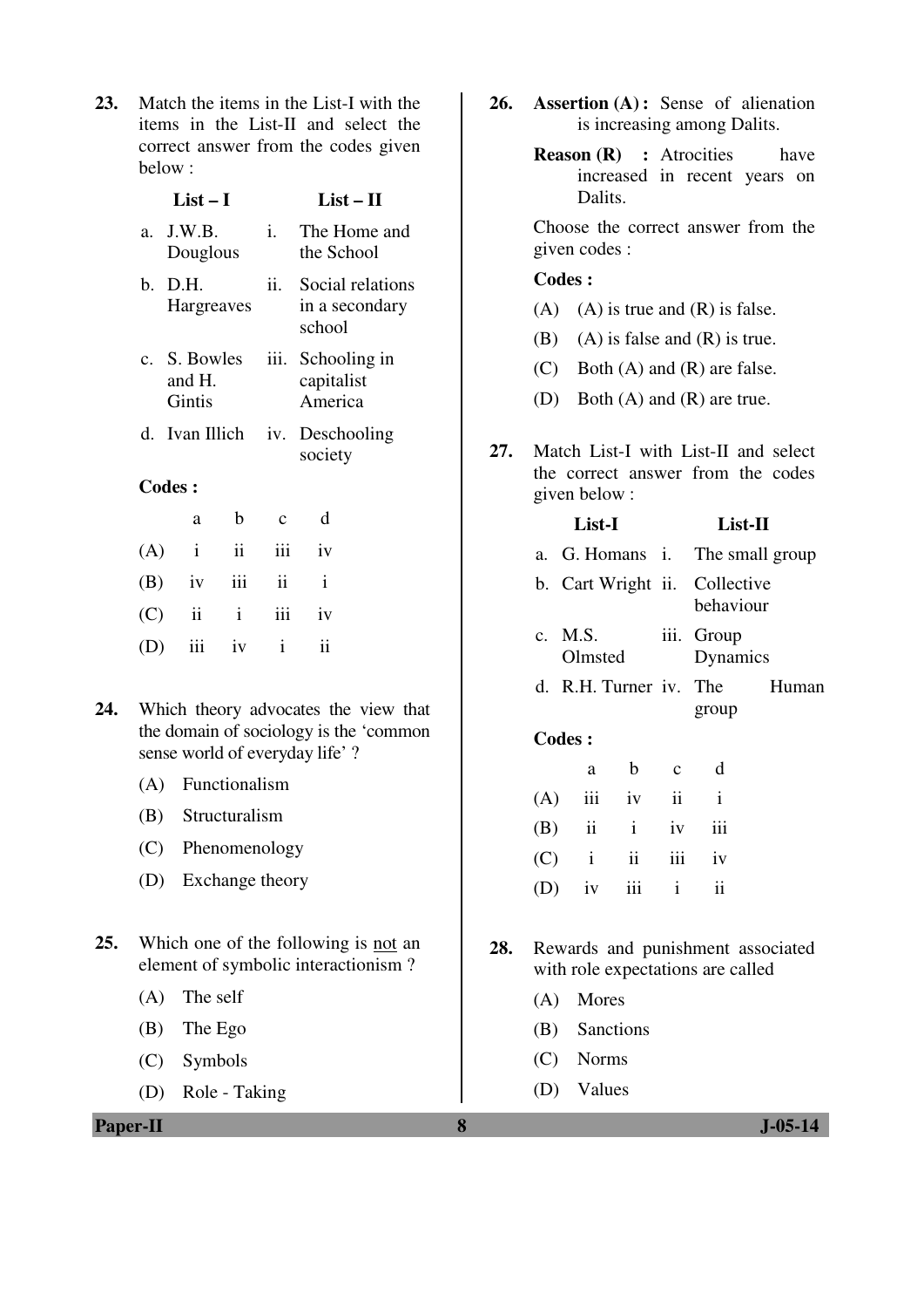23. Match the items in the List-I with the items in the List-II and select the correct answer from the codes given below :

| List – I | List – II |
|---|---|
| a. J.W.B. Douglous | i. The Home and the School |
| b. D.H. Hargreaves | ii. Social relations in a secondary school |
| c. S. Bowles and H. Gintis | iii. Schooling in capitalist America |
| d. Ivan Illich | iv. Deschooling society |

**Codes :**

| | a | b | c | d |
|---|---|---|---|---|
| (A) | i | ii | iii | iv |
| (B) | iv | iii | ii | i |
| (C) | ii | i | iii | iv |
| (D) | iii | iv | i | ii |

24. Which theory advocates the view that the domain of sociology is the 'common sense world of everyday life' ?

(A) Functionalism

(B) Structuralism

(C) Phenomenology

(D) Exchange theory

25. Which one of the following is not an element of symbolic interactionism ?

(A) The self

(B) The Ego

(C) Symbols

(D) Role - Taking

26. **Assertion (A) :** Sense of alienation is increasing among Dalits.

**Reason (R) :** Atrocities have increased in recent years on Dalits.

Choose the correct answer from the given codes :

**Codes :**

(A) (A) is true and (R) is false.

(B) (A) is false and (R) is true.

(C) Both (A) and (R) are false.

(D) Both (A) and (R) are true.

27. Match List-I with List-II and select the correct answer from the codes given below :

| List-I | List-II |
|---|---|
| a. G. Homans | i. The small group |
| b. Cart Wright | ii. Collective behaviour |
| c. M.S. Olmsted | iii. Group Dynamics |
| d. R.H. Turner | iv. The Human group |

**Codes :**

| | a | b | c | d |
|---|---|---|---|---|
| (A) | iii | iv | ii | i |
| (B) | ii | i | iv | iii |
| (C) | i | ii | iii | iv |
| (D) | iv | iii | i | ii |

28. Rewards and punishment associated with role expectations are called

(A) Mores

(B) Sanctions

(C) Norms

(D) Values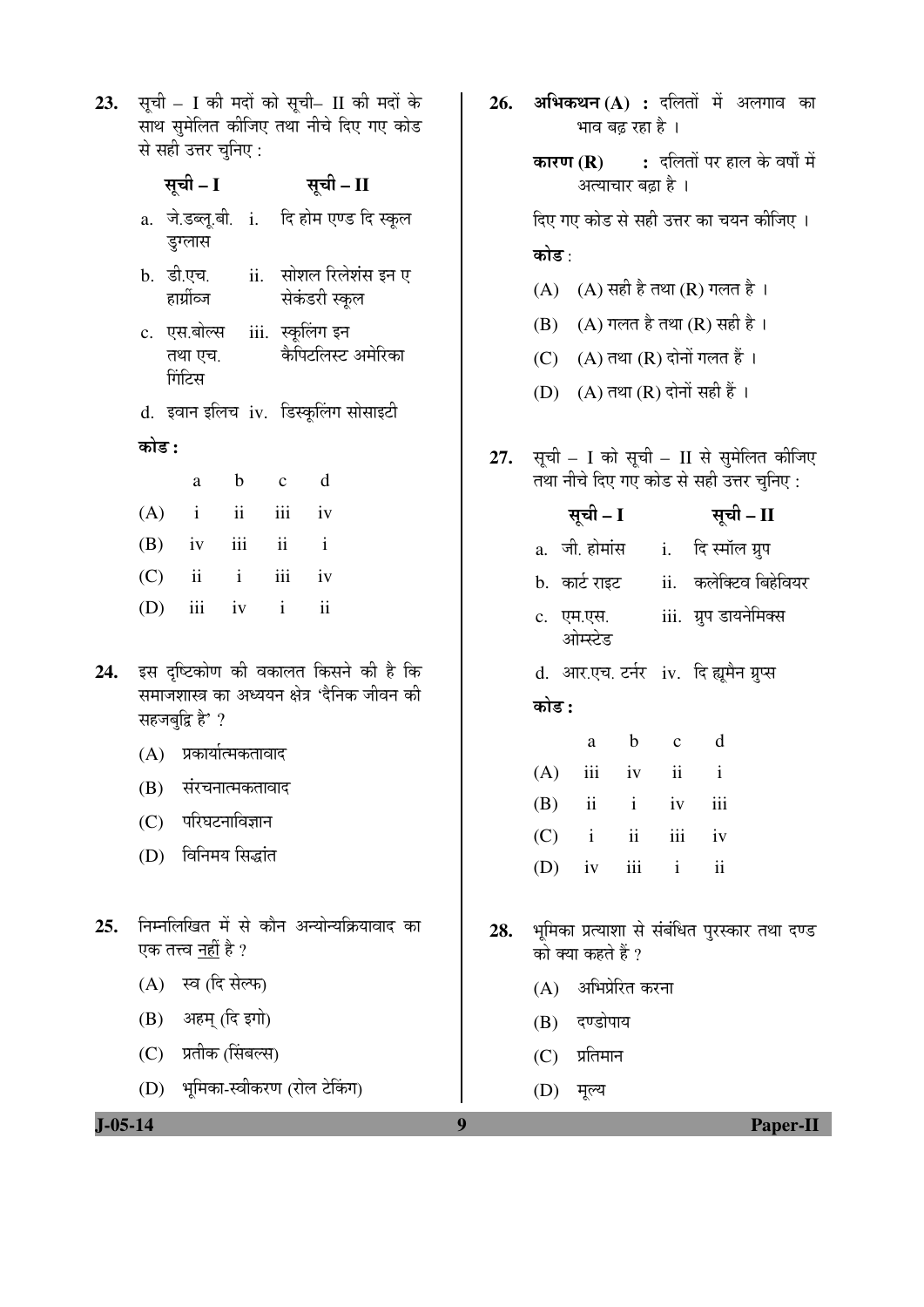23. सूची – I की मदों को सूची– II की मदों के साथ सुमेलित कीजिए तथा नीचे दिए गए कोड से सही उत्तर चुनिए :

| सूची – I | सूची – II |
|---|---|
| a. जे.डब्लू.बी. डुग्लास | i. दि होम एण्ड दि स्कूल |
| b. डी.एच. हार्ग्रीव्ज | ii. सोशल रिलेशंस इन ए सेकंडरी स्कूल |
| c. एस.बोल्स तथा एच. गिंटिस | iii. स्कूलिंग इन कैपिटलिस्ट अमेरिका |
| d. इवान इलिच | iv. डिस्कूलिंग सोसाइटी |

**कोड :**

| | a | b | c | d |
|---|---|---|---|---|
| (A) | i | ii | iii | iv |
| (B) | iv | iii | ii | i |
| (C) | ii | i | iii | iv |
| (D) | iii | iv | i | ii |

24. इस दृष्टिकोण की वकालत किसने की है कि समाजशास्त्र का अध्ययन क्षेत्र 'दैनिक जीवन की सहजबुद्धि है' ?

(A) प्रकार्यात्मकतावाद
(B) संरचनात्मकतावाद
(C) परिघटनाविज्ञान
(D) विनिमय सिद्धांत

25. निम्नलिखित में से कौन अन्योन्यक्रियावाद का एक तत्त्व नहीं है ?

(A) स्व (दि सेल्फ)
(B) अहम् (दि इगो)
(C) प्रतीक (सिंबल्स)
(D) भूमिका-स्वीकरण (रोल टेकिंग)

26. **अभिकथन (A) :** दलितों में अलगाव का भाव बढ़ रहा है ।

**कारण (R) :** दलितों पर हाल के वर्षों में अत्याचार बढ़ा है ।

दिए गए कोड से सही उत्तर का चयन कीजिए ।

**कोड :**

(A) (A) सही है तथा (R) गलत है ।
(B) (A) गलत है तथा (R) सही है ।
(C) (A) तथा (R) दोनों गलत हैं ।
(D) (A) तथा (R) दोनों सही हैं ।

27. सूची – I को सूची – II से सुमेलित कीजिए तथा नीचे दिए गए कोड से सही उत्तर चुनिए :

| सूची – I | सूची – II |
|---|---|
| a. जी. होमांस | i. दि स्मॉल ग्रुप |
| b. कार्ट राइट | ii. कलेक्टिव बिहेवियर |
| c. एम.एस. ओम्स्टेड | iii. ग्रुप डायनेमिक्स |
| d. आर.एच. टर्नर | iv. दि ह्यूमैन ग्रुप्स |

**कोड :**

| | a | b | c | d |
|---|---|---|---|---|
| (A) | iii | iv | ii | i |
| (B) | ii | i | iv | iii |
| (C) | i | ii | iii | iv |
| (D) | iv | iii | i | ii |

28. भूमिका प्रत्याशा से संबंधित पुरस्कार तथा दण्ड को क्या कहते हैं ?

(A) अभिप्रेरित करना
(B) दण्डोपाय
(C) प्रतिमान
(D) मूल्य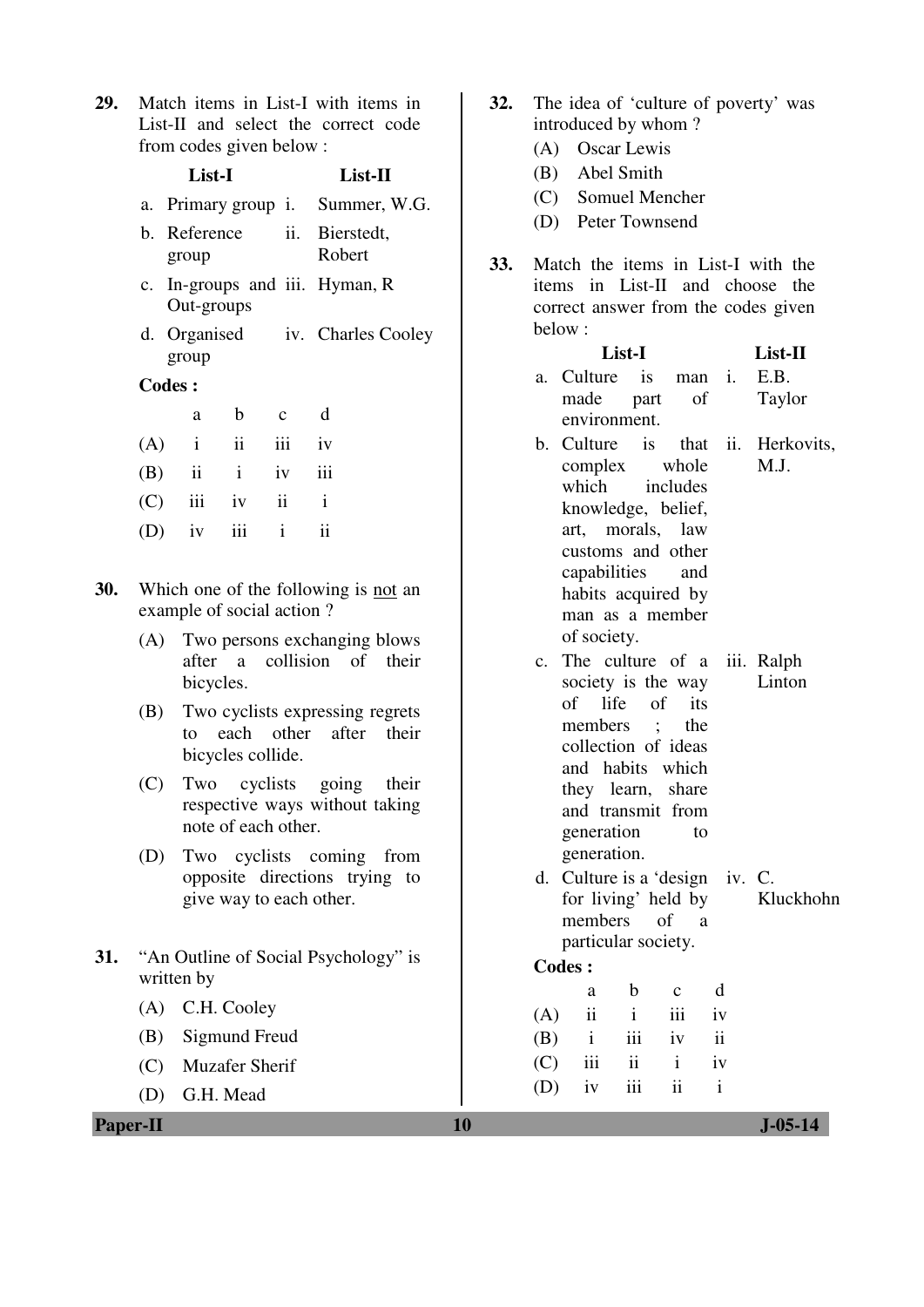29. Match items in List-I with items in List-II and select the correct code from codes given below :

| | List-I | | List-II |
|---|---|---|---|
| a. | Primary group | i. | Summer, W.G. |
| b. | Reference group | ii. | Bierstedt, Robert |
| c. | In-groups and Out-groups | iii. | Hyman, R |
| d. | Organised group | iv. | Charles Cooley |

**Codes :**

| | a | b | c | d |
|---|---|---|---|---|
| (A) | i | ii | iii | iv |
| (B) | ii | i | iv | iii |
| (C) | iii | iv | ii | i |
| (D) | iv | iii | i | ii |

30. Which one of the following is not an example of social action ?

(A) Two persons exchanging blows after a collision of their bicycles.

(B) Two cyclists expressing regrets to each other after their bicycles collide.

(C) Two cyclists going their respective ways without taking note of each other.

(D) Two cyclists coming from opposite directions trying to give way to each other.

31. "An Outline of Social Psychology" is written by

(A) C.H. Cooley

(B) Sigmund Freud

(C) Muzafer Sherif

(D) G.H. Mead

32. The idea of 'culture of poverty' was introduced by whom ?

(A) Oscar Lewis

(B) Abel Smith

(C) Somuel Mencher

(D) Peter Townsend

33. Match the items in List-I with the items in List-II and choose the correct answer from the codes given below :

| | List-I | | List-II |
|---|---|---|---|
| a. | Culture is man made part of environment. | i. | E.B. Taylor |
| b. | Culture is that complex whole which includes knowledge, belief, art, morals, law customs and other capabilities and habits acquired by man as a member of society. | ii. | Herkovits, M.J. |
| c. | The culture of a society is the way of life of its members ; the collection of ideas and habits which they learn, share and transmit from generation to generation. | iii. | Ralph Linton |
| d. | Culture is a 'design for living' held by members of a particular society. | iv. | C. Kluckhohn |

**Codes :**

| | a | b | c | d |
|---|---|---|---|---|
| (A) | ii | i | iii | iv |
| (B) | i | iii | iv | ii |
| (C) | iii | ii | i | iv |
| (D) | iv | iii | ii | i |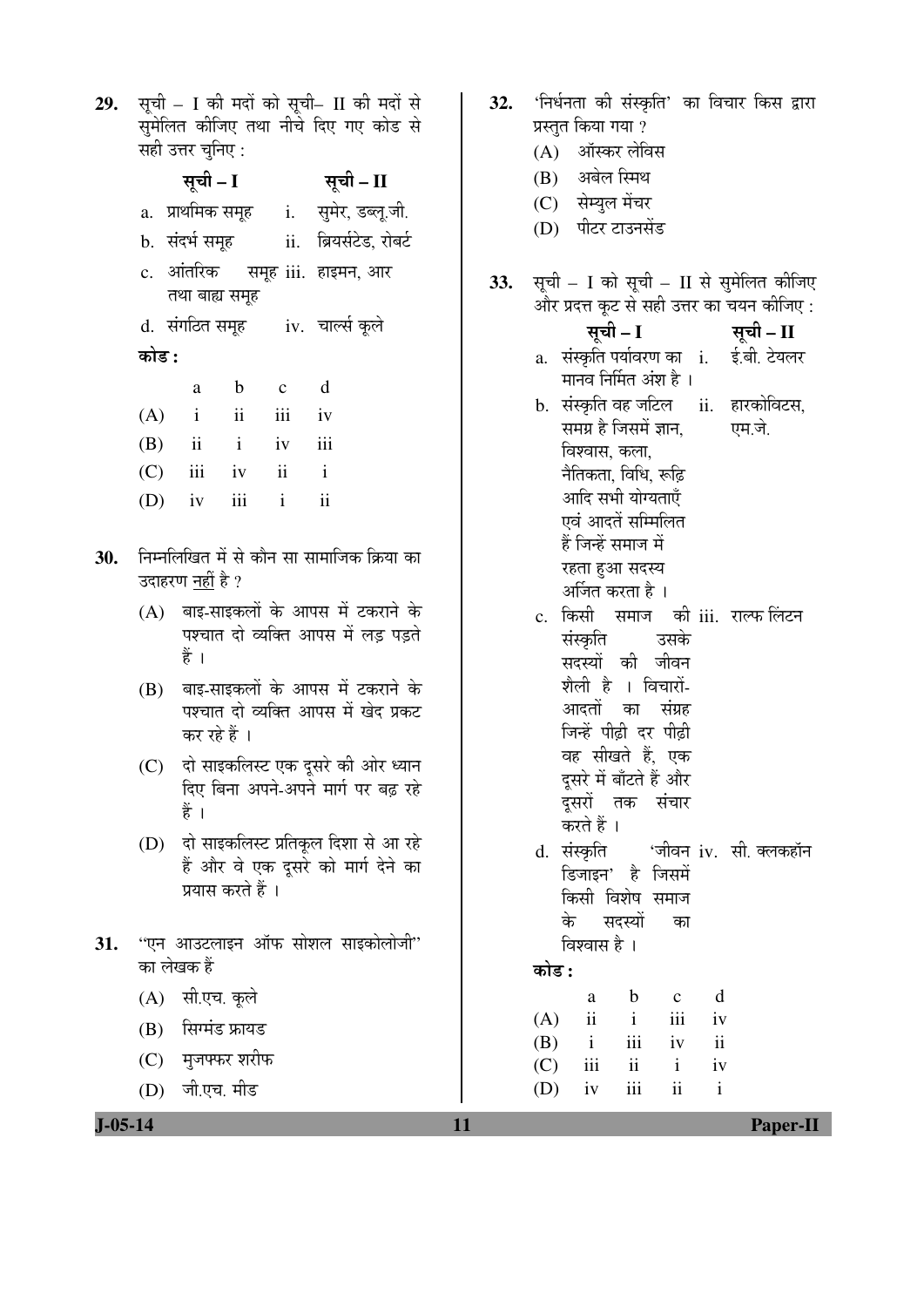**29.** सूची – I की मदों को सूची– II की मदों से सुमेलित कीजिए तथा नीचे दिए गए कोड से सही उत्तर चुनिए :

| सूची – I | सूची – II |
|---|---|
| a. प्राथमिक समूह | i. सुमेर, डब्लू.जी. |
| b. संदर्भ समूह | ii. ब्रियर्सटेड, रोबर्ट |
| c. आंतरिक समूह तथा बाह्य समूह | iii. हाइमन, आर |
| d. संगठित समूह | iv. चार्ल्स कूले |

**कोड :**

| | a | b | c | d |
|---|---|---|---|---|
| (A) | i | ii | iii | iv |
| (B) | ii | i | iv | iii |
| (C) | iii | iv | ii | i |
| (D) | iv | iii | i | ii |

**30.** निम्नलिखित में से कौन सा सामाजिक क्रिया का उदाहरण नहीं है ?

(A) बाइ-साइकलों के आपस में टकराने के पश्चात दो व्यक्ति आपस में लड़ पड़ते हैं ।

(B) बाइ-साइकलों के आपस में टकराने के पश्चात दो व्यक्ति आपस में खेद प्रकट कर रहे हैं ।

(C) दो साइकलिस्ट एक दूसरे की ओर ध्यान दिए बिना अपने-अपने मार्ग पर बढ़ रहे हैं ।

(D) दो साइकलिस्ट प्रतिकूल दिशा से आ रहे हैं और वे एक दूसरे को मार्ग देने का प्रयास करते हैं ।

**31.** "एन आउटलाइन ऑफ सोशल साइकोलोजी" का लेखक हैं

(A) सी.एच. कूले

(B) सिग्मंड फ्रायड

(C) मुजफ्फर शरीफ

(D) जी.एच. मीड

**32.** 'निर्धनता की संस्कृति' का विचार किस द्वारा प्रस्तुत किया गया ?

(A) ऑस्कर लेविस

(B) अबेल स्मिथ

(C) सेम्युल मेंचर

(D) पीटर टाउनसेंड

**33.** सूची – I को सूची – II से सुमेलित कीजिए और प्रदत्त कूट से सही उत्तर का चयन कीजिए :

| सूची – I | सूची – II |
|---|---|
| a. संस्कृति पर्यावरण का मानव निर्मित अंश है । | i. ई.बी. टेयलर |
| b. संस्कृति वह जटिल समग्र है जिसमें ज्ञान, विश्वास, कला, नैतिकता, विधि, रूढ़ि आदि सभी योग्यताएँ एवं आदतें सम्मिलित हैं जिन्हें समाज में रहता हुआ सदस्य अर्जित करता है । | ii. हारकोविटस, एम.जे. |
| c. किसी समाज की संस्कृति उसके सदस्यों की जीवन शैली है । विचारों-आदतों का संग्रह जिन्हें पीढ़ी दर पीढ़ी वह सीखते हैं, एक दूसरे में बाँटते हैं और दूसरों तक संचार करते हैं । | iii. राल्फ लिंटन |
| d. संस्कृति 'जीवन डिजाइन' है जिसमें किसी विशेष समाज के सदस्यों का विश्वास है । | iv. सी. क्लकहॉन |

**कोड :**

| | a | b | c | d |
|---|---|---|---|---|
| (A) | ii | i | iii | iv |
| (B) | i | iii | iv | ii |
| (C) | iii | ii | i | iv |
| (D) | iv | iii | ii | i |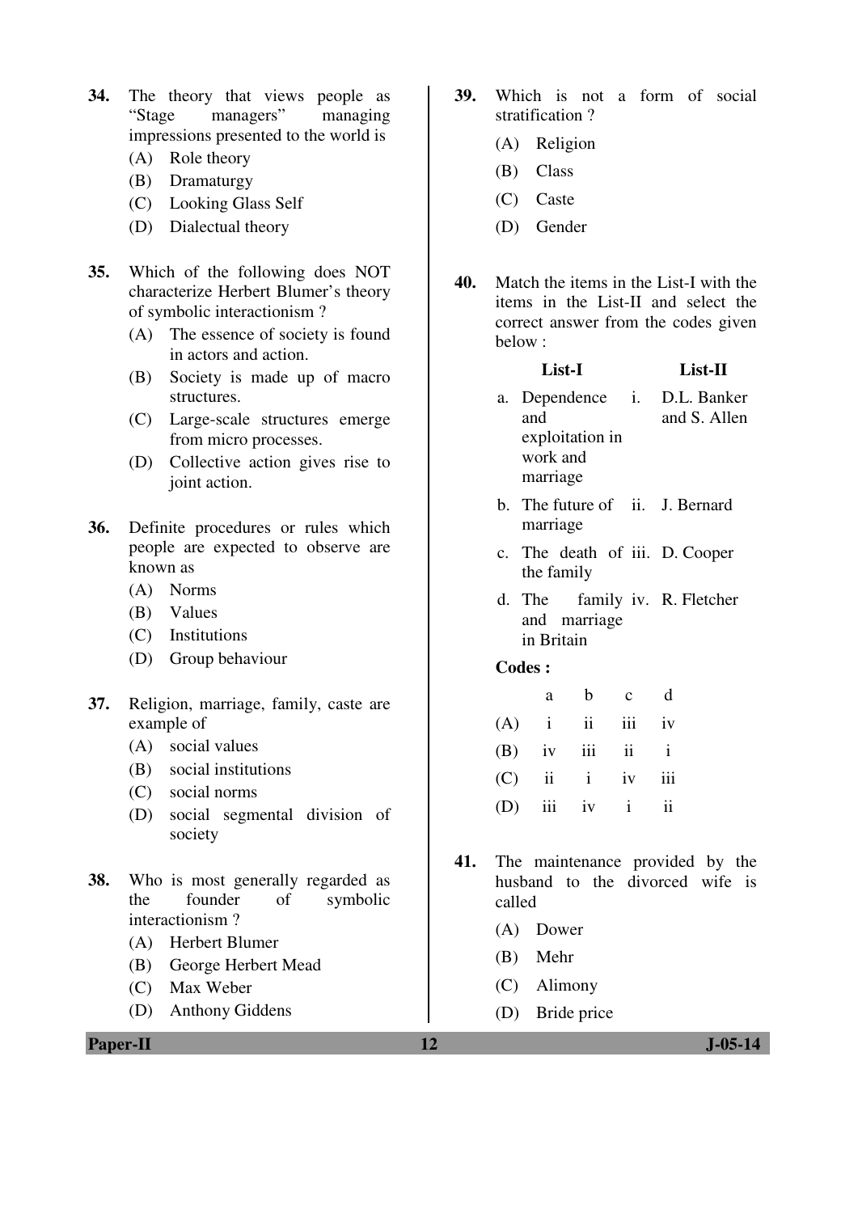34. The theory that views people as "Stage managers" managing impressions presented to the world is
    - (A) Role theory
    - (B) Dramaturgy
    - (C) Looking Glass Self
    - (D) Dialectual theory

35. Which of the following does NOT characterize Herbert Blumer's theory of symbolic interactionism ?
    - (A) The essence of society is found in actors and action.
    - (B) Society is made up of macro structures.
    - (C) Large-scale structures emerge from micro processes.
    - (D) Collective action gives rise to joint action.

36. Definite procedures or rules which people are expected to observe are known as
    - (A) Norms
    - (B) Values
    - (C) Institutions
    - (D) Group behaviour

37. Religion, marriage, family, caste are example of
    - (A) social values
    - (B) social institutions
    - (C) social norms
    - (D) social segmental division of society

38. Who is most generally regarded as the founder of symbolic interactionism ?
    - (A) Herbert Blumer
    - (B) George Herbert Mead
    - (C) Max Weber
    - (D) Anthony Giddens

39. Which is not a form of social stratification ?
    - (A) Religion
    - (B) Class
    - (C) Caste
    - (D) Gender

40. Match the items in the List-I with the items in the List-II and select the correct answer from the codes given below :

| | List-I | | List-II |
|---|---|---|---|
| a. | Dependence and exploitation in work and marriage | i. | D.L. Banker and S. Allen |
| b. | The future of marriage | ii. | J. Bernard |
| c. | The death of the family | iii. | D. Cooper |
| d. | The family and marriage in Britain | iv. | R. Fletcher |

**Codes :**

| | a | b | c | d |
|---|---|---|---|---|
| (A) | i | ii | iii | iv |
| (B) | iv | iii | ii | i |
| (C) | ii | i | iv | iii |
| (D) | iii | iv | i | ii |

41. The maintenance provided by the husband to the divorced wife is called
    - (A) Dower
    - (B) Mehr
    - (C) Alimony
    - (D) Bride price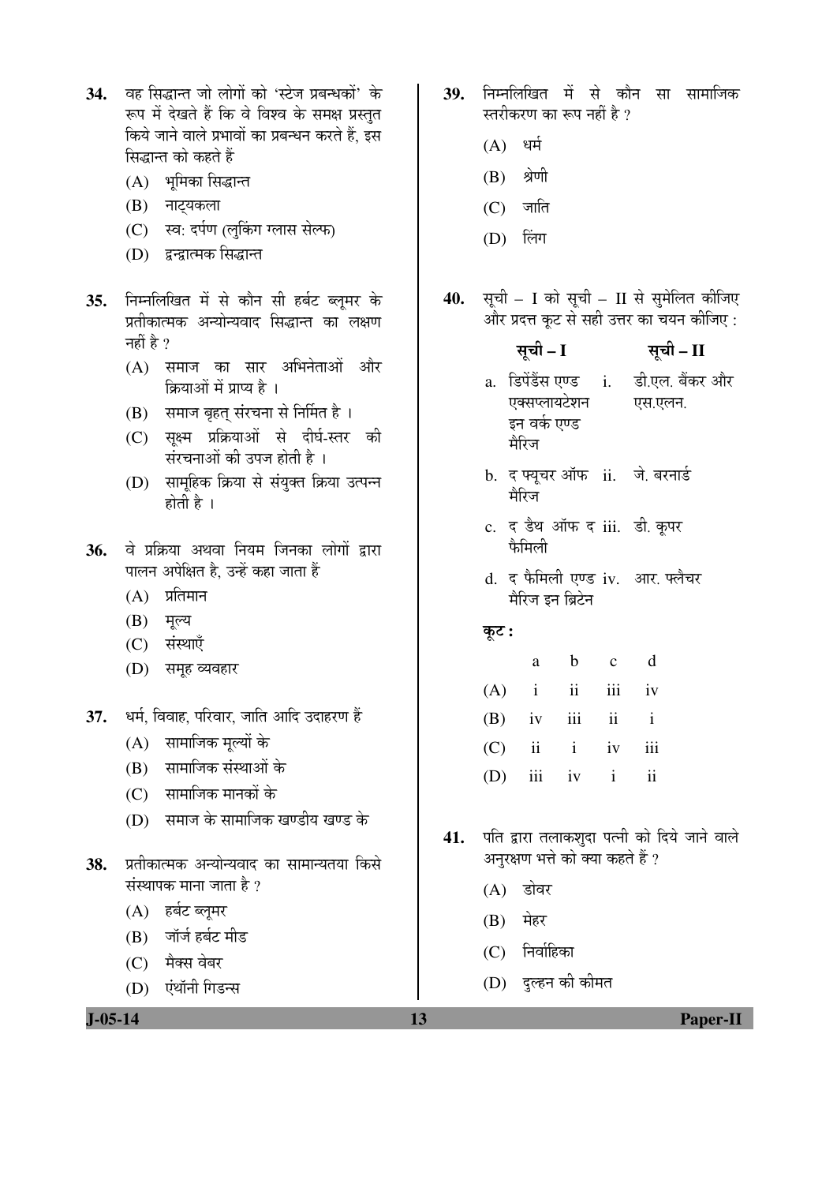34. वह सिद्धान्त जो लोगों को 'स्टेज प्रबन्धकों' के रूप में देखते हैं कि वे विश्व के समक्ष प्रस्तुत किये जाने वाले प्रभावों का प्रबन्धन करते हैं, इस सिद्धान्त को कहते हैं

 (A) भूमिका सिद्धान्त
 (B) नाट्यकला
 (C) स्व: दर्पण (लुकिंग ग्लास सेल्फ)
 (D) द्वन्द्वात्मक सिद्धान्त

35. निम्नलिखित में से कौन सी हर्बट ब्लूमर के प्रतीकात्मक अन्योन्यवाद सिद्धान्त का लक्षण नहीं है ?

 (A) समाज का सार अभिनेताओं और क्रियाओं में प्राप्य है ।
 (B) समाज बृहत् संरचना से निर्मित है ।
 (C) सूक्ष्म प्रक्रियाओं से दीर्घ-स्तर की संरचनाओं की उपज होती है ।
 (D) सामूहिक क्रिया से संयुक्त क्रिया उत्पन्न होती है ।

36. वे प्रक्रिया अथवा नियम जिनका लोगों द्वारा पालन अपेक्षित है, उन्हें कहा जाता हैं

 (A) प्रतिमान
 (B) मूल्य
 (C) संस्थाएँ
 (D) समूह व्यवहार

37. धर्म, विवाह, परिवार, जाति आदि उदाहरण हैं

 (A) सामाजिक मूल्यों के
 (B) सामाजिक संस्थाओं के
 (C) सामाजिक मानकों के
 (D) समाज के सामाजिक खण्डीय खण्ड के

38. प्रतीकात्मक अन्योन्यवाद का सामान्यतया किसे संस्थापक माना जाता है ?

 (A) हर्बट ब्लूमर
 (B) जॉर्ज हर्बट मीड
 (C) मैक्स वेबर
 (D) एंथॉनी गिडन्स

39. निम्नलिखित में से कौन सा सामाजिक स्तरीकरण का रूप नहीं है ?

 (A) धर्म
 (B) श्रेणी
 (C) जाति
 (D) लिंग

40. सूची – I को सूची – II से सुमेलित कीजिए और प्रदत्त कूट से सही उत्तर का चयन कीजिए :

| सूची – I | सूची – II |
|---|---|
| a. डिपेंडेंस एण्ड एक्सप्लायटेशन इन वर्क एण्ड मैरिज | i. डी.एल. बैंकर और एस.एलन. |
| b. द फ्यूचर ऑफ मैरिज | ii. जे. बरनार्ड |
| c. द डैथ ऑफ द फैमिली | iii. डी. कूपर |
| d. द फैमिली एण्ड मैरिज इन ब्रिटेन | iv. आर. फ्लैचर |

**कूट :**

| | a | b | c | d |
|---|---|---|---|---|
| (A) | i | ii | iii | iv |
| (B) | iv | iii | ii | i |
| (C) | ii | i | iv | iii |
| (D) | iii | iv | i | ii |

41. पति द्वारा तलाकशुदा पत्नी को दिये जाने वाले अनुरक्षण भत्ते को क्या कहते हैं ?

 (A) डोवर
 (B) मेहर
 (C) निर्वाहिका
 (D) दुल्हन की कीमत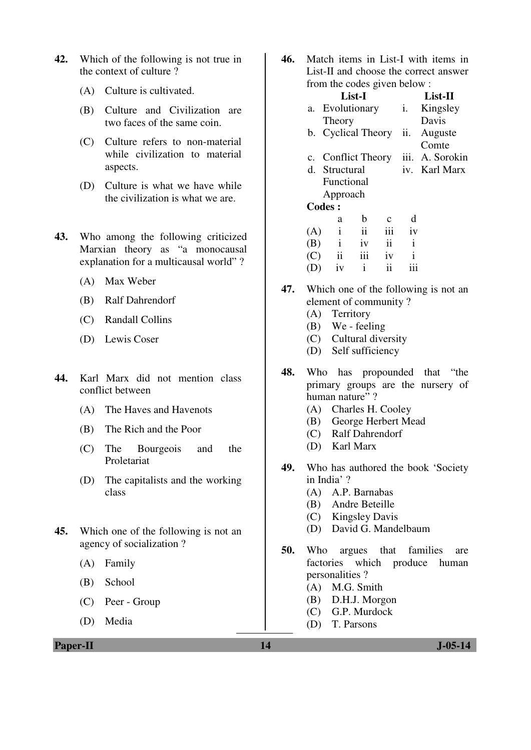42. Which of the following is not true in the context of culture ?

 (A) Culture is cultivated.

 (B) Culture and Civilization are two faces of the same coin.

 (C) Culture refers to non-material while civilization to material aspects.

 (D) Culture is what we have while the civilization is what we are.

43. Who among the following criticized Marxian theory as "a monocausal explanation for a multicausal world" ?

 (A) Max Weber

 (B) Ralf Dahrendorf

 (C) Randall Collins

 (D) Lewis Coser

44. Karl Marx did not mention class conflict between

 (A) The Haves and Havenots

 (B) The Rich and the Poor

 (C) The Bourgeois and the Proletariat

 (D) The capitalists and the working class

45. Which one of the following is not an agency of socialization ?

 (A) Family

 (B) School

 (C) Peer - Group

 (D) Media

46. Match items in List-I with items in List-II and choose the correct answer from the codes given below :

| | List-I | | List-II |
|---|---|---|---|
| a. | Evolutionary Theory | i. | Kingsley Davis |
| b. | Cyclical Theory | ii. | Auguste Comte |
| c. | Conflict Theory | iii. | A. Sorokin |
| d. | Structural Functional Approach | iv. | Karl Marx |

**Codes :**

| | a | b | c | d |
|---|---|---|---|---|
| (A) | i | ii | iii | iv |
| (B) | i | iv | ii | i |
| (C) | ii | iii | iv | i |
| (D) | iv | i | ii | iii |

47. Which one of the following is not an element of community ?

 (A) Territory

 (B) We - feeling

 (C) Cultural diversity

 (D) Self sufficiency

48. Who has propounded that "the primary groups are the nursery of human nature" ?

 (A) Charles H. Cooley

 (B) George Herbert Mead

 (C) Ralf Dahrendorf

 (D) Karl Marx

49. Who has authored the book 'Society in India' ?

 (A) A.P. Barnabas

 (B) Andre Beteille

 (C) Kingsley Davis

 (D) David G. Mandelbaum

50. Who argues that families are factories which produce human personalities ?

 (A) M.G. Smith

 (B) D.H.J. Morgon

 (C) G.P. Murdock

 (D) T. Parsons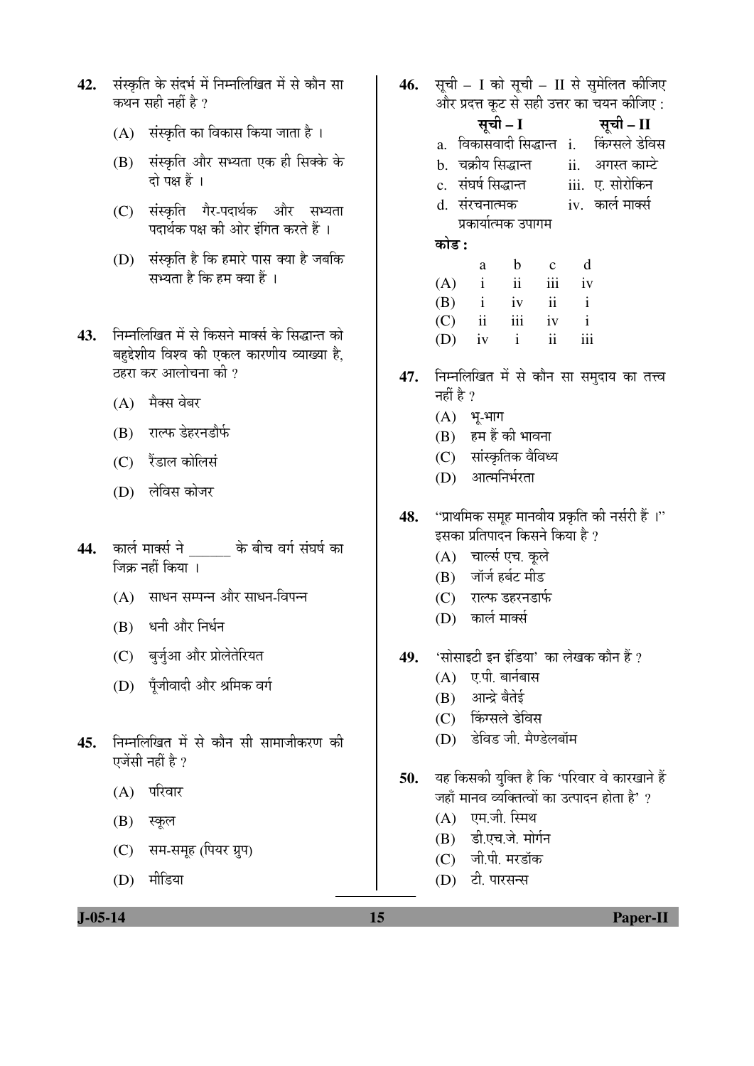**42.** संस्कृति के संदर्भ में निम्नलिखित में से कौन सा कथन सही नहीं है ?

(A) संस्कृति का विकास किया जाता है ।

(B) संस्कृति और सभ्यता एक ही सिक्के के दो पक्ष हैं ।

(C) संस्कृति गैर-पदार्थक और सभ्यता पदार्थक पक्ष की ओर इंगित करते हैं ।

(D) संस्कृति है कि हमारे पास क्या है जबकि सभ्यता है कि हम क्या हैं ।

**43.** निम्नलिखित में से किसने मार्क्स के सिद्धान्त को बहुद्देशीय विश्व की एकल कारणीय व्याख्या है, ठहरा कर आलोचना की ?

(A) मैक्स वेबर

(B) राल्फ डेहरनडौर्फ

(C) रैंडाल कोलिसं

(D) लेविस कोजर

**44.** कार्ल मार्क्स ने ______ के बीच वर्ग संघर्ष का जिक्र नहीं किया ।

(A) साधन सम्पन्न और साधन-विपन्न

(B) धनी और निर्धन

(C) बुर्जुआ और प्रोलेतेरियत

(D) पूँजीवादी और श्रमिक वर्ग

**45.** निम्नलिखित में से कौन सी सामाजीकरण की एजेंसी नहीं है ?

(A) परिवार

(B) स्कूल

(C) सम-समूह (पियर ग्रुप)

(D) मीडिया

**46.** सूची – I को सूची – II से सुमेलित कीजिए और प्रदत्त कूट से सही उत्तर का चयन कीजिए :

| | सूची – I | | सूची – II |
|---|---|---|---|
| a. | विकासवादी सिद्धान्त | i. | किंग्सले डेविस |
| b. | चक्रीय सिद्धान्त | ii. | अगस्त काम्टे |
| c. | संघर्ष सिद्धान्त | iii. | ए. सोरोकिन |
| d. | संरचनात्मक प्रकार्यात्मक उपागम | iv. | कार्ल मार्क्स |

**कोड :**

| | a | b | c | d |
|---|---|---|---|---|
| (A) | i | ii | iii | iv |
| (B) | i | iv | ii | i |
| (C) | ii | iii | iv | i |
| (D) | iv | i | ii | iii |

**47.** निम्नलिखित में से कौन सा समुदाय का तत्त्व नहीं है ?

(A) भू-भाग

(B) हम हैं की भावना

(C) सांस्कृतिक वैविध्य

(D) आत्मनिर्भरता

**48.** "प्राथमिक समूह मानवीय प्रकृति की नर्सरी हैं ।" इसका प्रतिपादन किसने किया है ?

(A) चार्ल्स एच. कूले

(B) जॉर्ज हर्बट मीड

(C) राल्फ डहरनडार्फ

(D) कार्ल मार्क्स

**49.** 'सोसाइटी इन इंडिया' का लेखक कौन हैं ?

(A) ए.पी. बार्नबास

(B) आन्द्रे बैतेई

(C) किंग्सले डेविस

(D) डेविड जी. मैण्डेलबॉम

**50.** यह किसकी युक्ति है कि 'परिवार वे कारखाने हैं जहाँ मानव व्यक्तित्वों का उत्पादन होता है' ?

(A) एम.जी. स्मिथ

(B) डी.एच.जे. मोर्गन

(C) जी.पी. मरडॉक

(D) टी. पारसन्स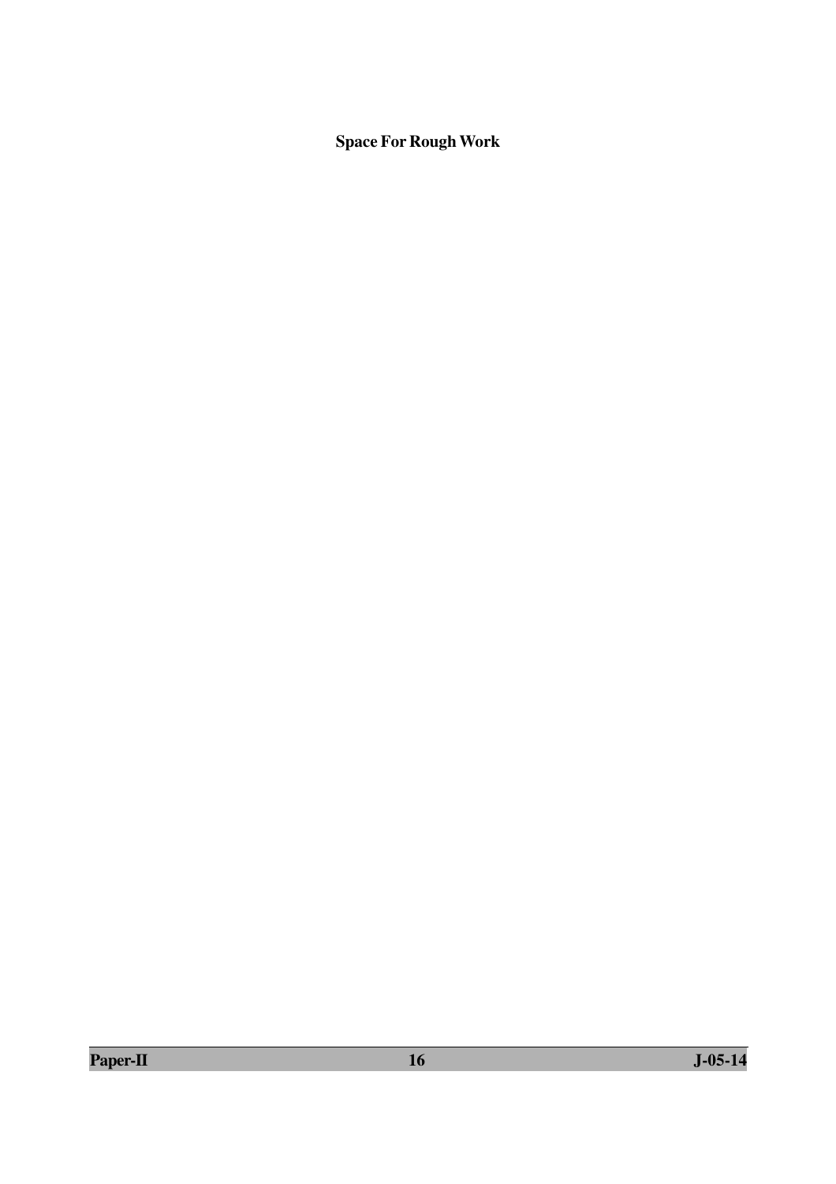**Space For Rough Work**